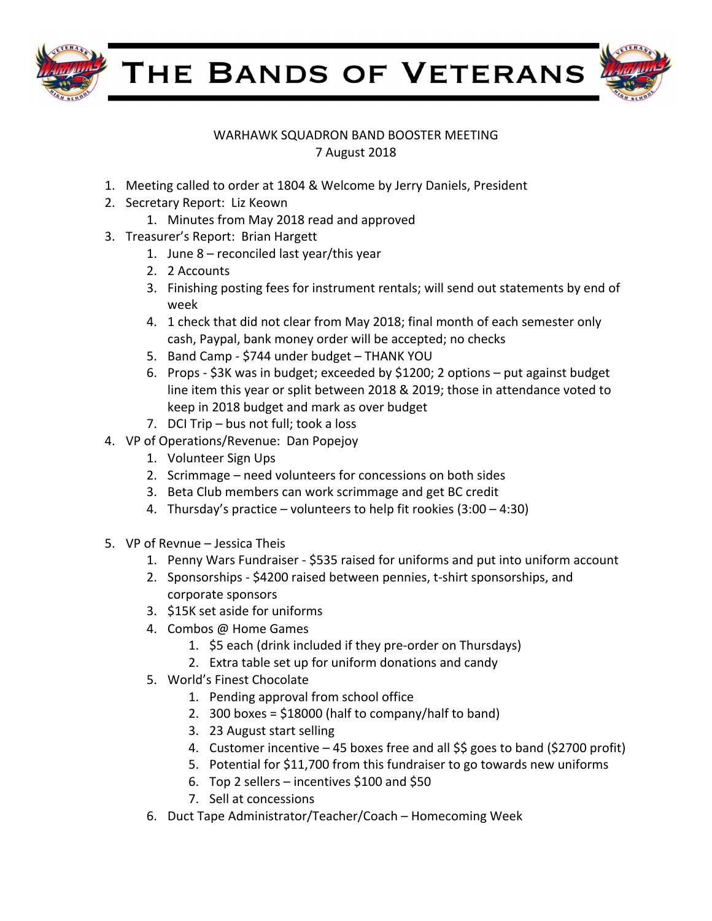# The Bands of Veterans

WARHAWK SQUADRON BAND BOOSTER MEETING
7 August 2018

1. Meeting called to order at 1804 & Welcome by Jerry Daniels, President
2. Secretary Report: Liz Keown
    1. Minutes from May 2018 read and approved
3. Treasurer's Report: Brian Hargett
    1. June 8 – reconciled last year/this year
    2. 2 Accounts
    3. Finishing posting fees for instrument rentals; will send out statements by end of week
    4. 1 check that did not clear from May 2018; final month of each semester only cash, Paypal, bank money order will be accepted; no checks
    5. Band Camp - $744 under budget – THANK YOU
    6. Props - $3K was in budget; exceeded by $1200; 2 options – put against budget line item this year or split between 2018 & 2019; those in attendance voted to keep in 2018 budget and mark as over budget
    7. DCI Trip – bus not full; took a loss
4. VP of Operations/Revenue: Dan Popejoy
    1. Volunteer Sign Ups
    2. Scrimmage – need volunteers for concessions on both sides
    3. Beta Club members can work scrimmage and get BC credit
    4. Thursday's practice – volunteers to help fit rookies (3:00 – 4:30)

5. VP of Revnue – Jessica Theis
    1. Penny Wars Fundraiser - $535 raised for uniforms and put into uniform account
    2. Sponsorships - $4200 raised between pennies, t-shirt sponsorships, and corporate sponsors
    3. $15K set aside for uniforms
    4. Combos @ Home Games
        1. $5 each (drink included if they pre-order on Thursdays)
        2. Extra table set up for uniform donations and candy
    5. World's Finest Chocolate
        1. Pending approval from school office
        2. 300 boxes = $18000 (half to company/half to band)
        3. 23 August start selling
        4. Customer incentive – 45 boxes free and all $$ goes to band ($2700 profit)
        5. Potential for $11,700 from this fundraiser to go towards new uniforms
        6. Top 2 sellers – incentives $100 and $50
        7. Sell at concessions
    6. Duct Tape Administrator/Teacher/Coach – Homecoming Week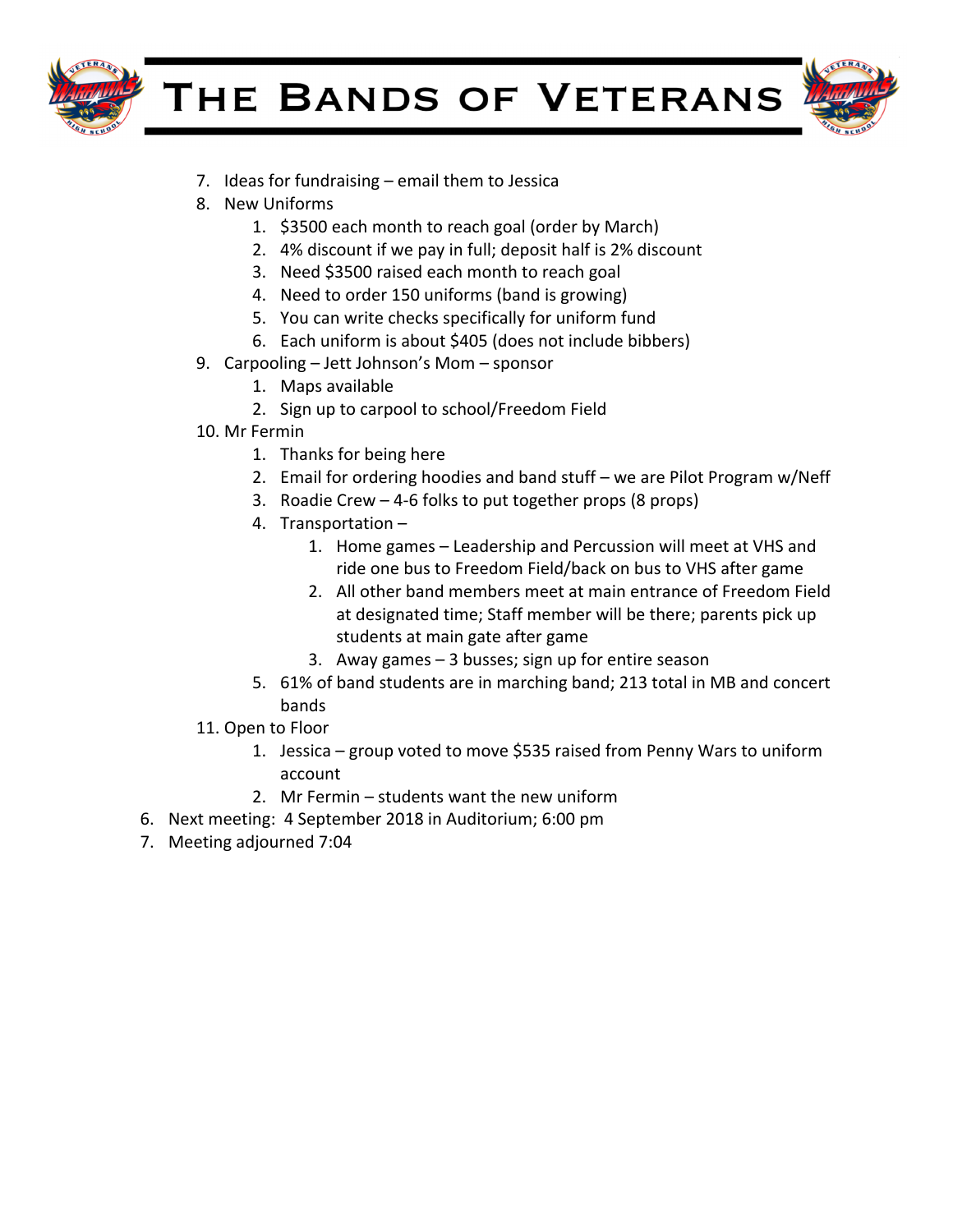7. Ideas for fundraising – email them to Jessica
8. New Uniforms
    1. $3500 each month to reach goal (order by March)
    2. 4% discount if we pay in full; deposit half is 2% discount
    3. Need $3500 raised each month to reach goal
    4. Need to order 150 uniforms (band is growing)
    5. You can write checks specifically for uniform fund
    6. Each uniform is about $405 (does not include bibbers)
9. Carpooling – Jett Johnson's Mom – sponsor
    1. Maps available
    2. Sign up to carpool to school/Freedom Field
10. Mr Fermin
    1. Thanks for being here
    2. Email for ordering hoodies and band stuff – we are Pilot Program w/Neff
    3. Roadie Crew – 4-6 folks to put together props (8 props)
    4. Transportation –
        1. Home games – Leadership and Percussion will meet at VHS and ride one bus to Freedom Field/back on bus to VHS after game
        2. All other band members meet at main entrance of Freedom Field at designated time; Staff member will be there; parents pick up students at main gate after game
        3. Away games – 3 busses; sign up for entire season
    5. 61% of band students are in marching band; 213 total in MB and concert bands
11. Open to Floor
    1. Jessica – group voted to move $535 raised from Penny Wars to uniform account
    2. Mr Fermin – students want the new uniform

6. Next meeting: 4 September 2018 in Auditorium; 6:00 pm
7. Meeting adjourned 7:04